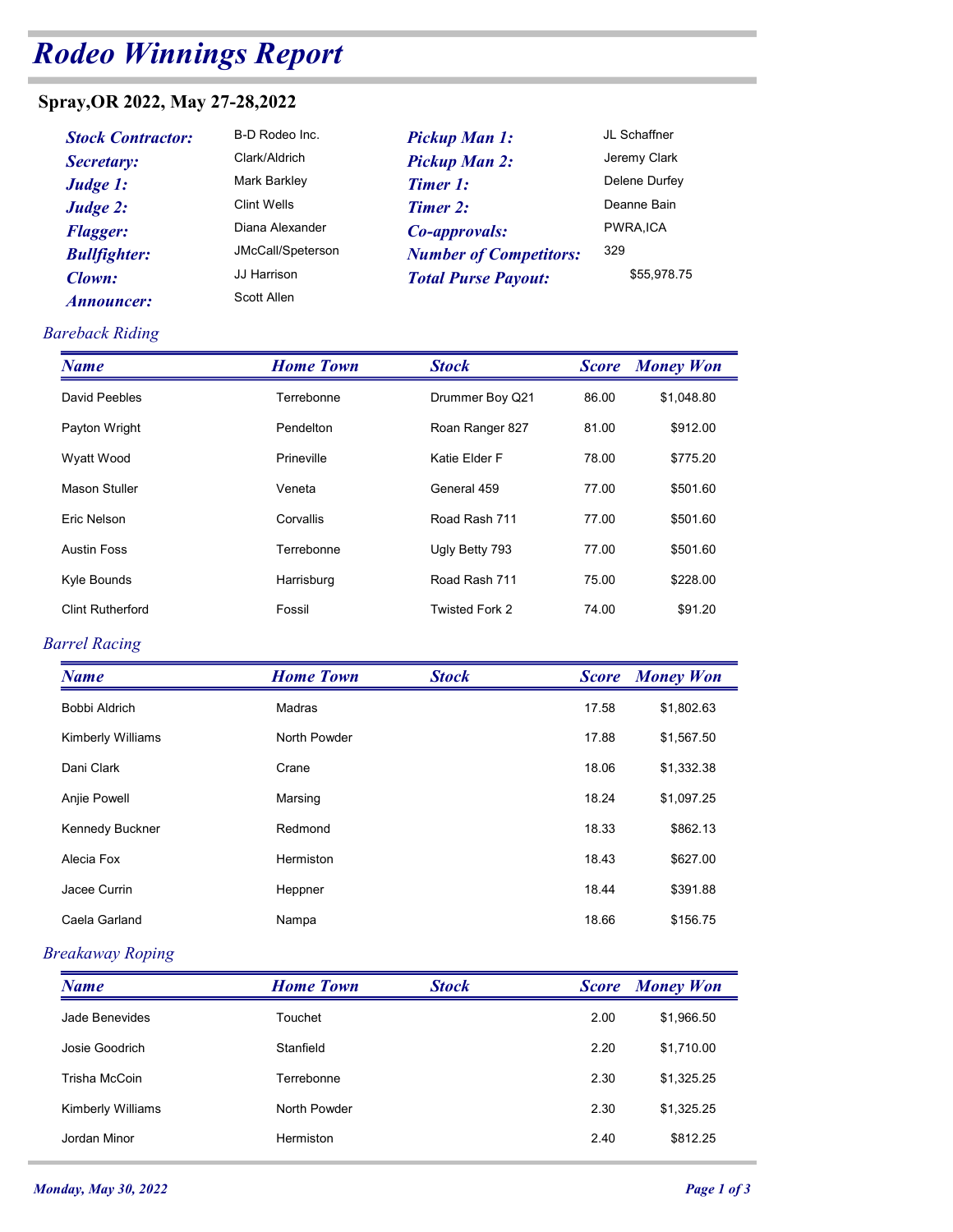# Rodeo Winnings Report

## Spray,OR 2022, May 27-28,2022

| | | | |
|---|---|---|---|
| ***Stock Contractor:*** | B-D Rodeo Inc. | ***Pickup Man 1:*** | JL Schaffner |
| ***Secretary:*** | Clark/Aldrich | ***Pickup Man 2:*** | Jeremy Clark |
| ***Judge 1:*** | Mark Barkley | ***Timer 1:*** | Delene Durfey |
| ***Judge 2:*** | Clint Wells | ***Timer 2:*** | Deanne Bain |
| ***Flagger:*** | Diana Alexander | ***Co-approvals:*** | PWRA,ICA |
| ***Bullfighter:*** | JMcCall/Speterson | ***Number of Competitors:*** | 329 |
| ***Clown:*** | JJ Harrison | ***Total Purse Payout:*** | $55,978.75 |
| ***Announcer:*** | Scott Allen | | |

### *Bareback Riding*

| Name | Home Town | Stock | Score | Money Won |
|---|---|---|---|---|
| David Peebles | Terrebonne | Drummer Boy Q21 | 86.00 | $1,048.80 |
| Payton Wright | Pendelton | Roan Ranger 827 | 81.00 | $912.00 |
| Wyatt Wood | Prineville | Katie Elder F | 78.00 | $775.20 |
| Mason Stuller | Veneta | General 459 | 77.00 | $501.60 |
| Eric Nelson | Corvallis | Road Rash 711 | 77.00 | $501.60 |
| Austin Foss | Terrebonne | Ugly Betty 793 | 77.00 | $501.60 |
| Kyle Bounds | Harrisburg | Road Rash 711 | 75.00 | $228.00 |
| Clint Rutherford | Fossil | Twisted Fork 2 | 74.00 | $91.20 |

### *Barrel Racing*

| Name | Home Town | Stock | Score | Money Won |
|---|---|---|---|---|
| Bobbi Aldrich | Madras | | 17.58 | $1,802.63 |
| Kimberly Williams | North Powder | | 17.88 | $1,567.50 |
| Dani Clark | Crane | | 18.06 | $1,332.38 |
| Anjie Powell | Marsing | | 18.24 | $1,097.25 |
| Kennedy Buckner | Redmond | | 18.33 | $862.13 |
| Alecia Fox | Hermiston | | 18.43 | $627.00 |
| Jacee Currin | Heppner | | 18.44 | $391.88 |
| Caela Garland | Nampa | | 18.66 | $156.75 |

### *Breakaway Roping*

| Name | Home Town | Stock | Score | Money Won |
|---|---|---|---|---|
| Jade Benevides | Touchet | | 2.00 | $1,966.50 |
| Josie Goodrich | Stanfield | | 2.20 | $1,710.00 |
| Trisha McCoin | Terrebonne | | 2.30 | $1,325.25 |
| Kimberly Williams | North Powder | | 2.30 | $1,325.25 |
| Jordan Minor | Hermiston | | 2.40 | $812.25 |

*Monday, May 30, 2022*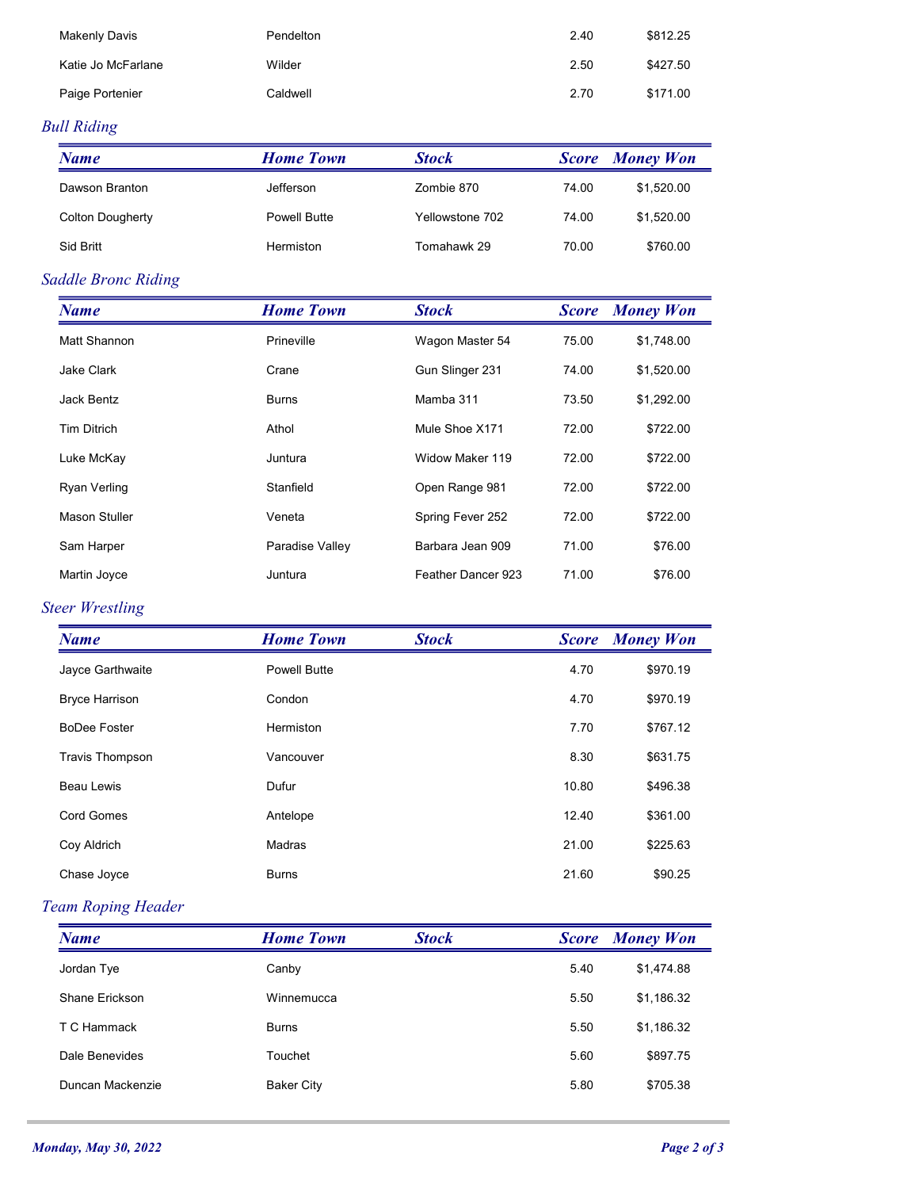| | | | | |
|---|---|---|---|---|
| Makenly Davis | Pendelton | | 2.40 | $812.25 |
| Katie Jo McFarlane | Wilder | | 2.50 | $427.50 |
| Paige Portenier | Caldwell | | 2.70 | $171.00 |

## *Bull Riding*

| Name | Home Town | Stock | Score | Money Won |
|---|---|---|---|---|
| Dawson Branton | Jefferson | Zombie 870 | 74.00 | $1,520.00 |
| Colton Dougherty | Powell Butte | Yellowstone 702 | 74.00 | $1,520.00 |
| Sid Britt | Hermiston | Tomahawk 29 | 70.00 | $760.00 |

## *Saddle Bronc Riding*

| Name | Home Town | Stock | Score | Money Won |
|---|---|---|---|---|
| Matt Shannon | Prineville | Wagon Master 54 | 75.00 | $1,748.00 |
| Jake Clark | Crane | Gun Slinger 231 | 74.00 | $1,520.00 |
| Jack Bentz | Burns | Mamba 311 | 73.50 | $1,292.00 |
| Tim Ditrich | Athol | Mule Shoe X171 | 72.00 | $722.00 |
| Luke McKay | Juntura | Widow Maker 119 | 72.00 | $722.00 |
| Ryan Verling | Stanfield | Open Range 981 | 72.00 | $722.00 |
| Mason Stuller | Veneta | Spring Fever 252 | 72.00 | $722.00 |
| Sam Harper | Paradise Valley | Barbara Jean 909 | 71.00 | $76.00 |
| Martin Joyce | Juntura | Feather Dancer 923 | 71.00 | $76.00 |

## *Steer Wrestling*

| Name | Home Town | Stock | Score | Money Won |
|---|---|---|---|---|
| Jayce Garthwaite | Powell Butte | | 4.70 | $970.19 |
| Bryce Harrison | Condon | | 4.70 | $970.19 |
| BoDee Foster | Hermiston | | 7.70 | $767.12 |
| Travis Thompson | Vancouver | | 8.30 | $631.75 |
| Beau Lewis | Dufur | | 10.80 | $496.38 |
| Cord Gomes | Antelope | | 12.40 | $361.00 |
| Coy Aldrich | Madras | | 21.00 | $225.63 |
| Chase Joyce | Burns | | 21.60 | $90.25 |

## *Team Roping Header*

| Name | Home Town | Stock | Score | Money Won |
|---|---|---|---|---|
| Jordan Tye | Canby | | 5.40 | $1,474.88 |
| Shane Erickson | Winnemucca | | 5.50 | $1,186.32 |
| T C Hammack | Burns | | 5.50 | $1,186.32 |
| Dale Benevides | Touchet | | 5.60 | $897.75 |
| Duncan Mackenzie | Baker City | | 5.80 | $705.38 |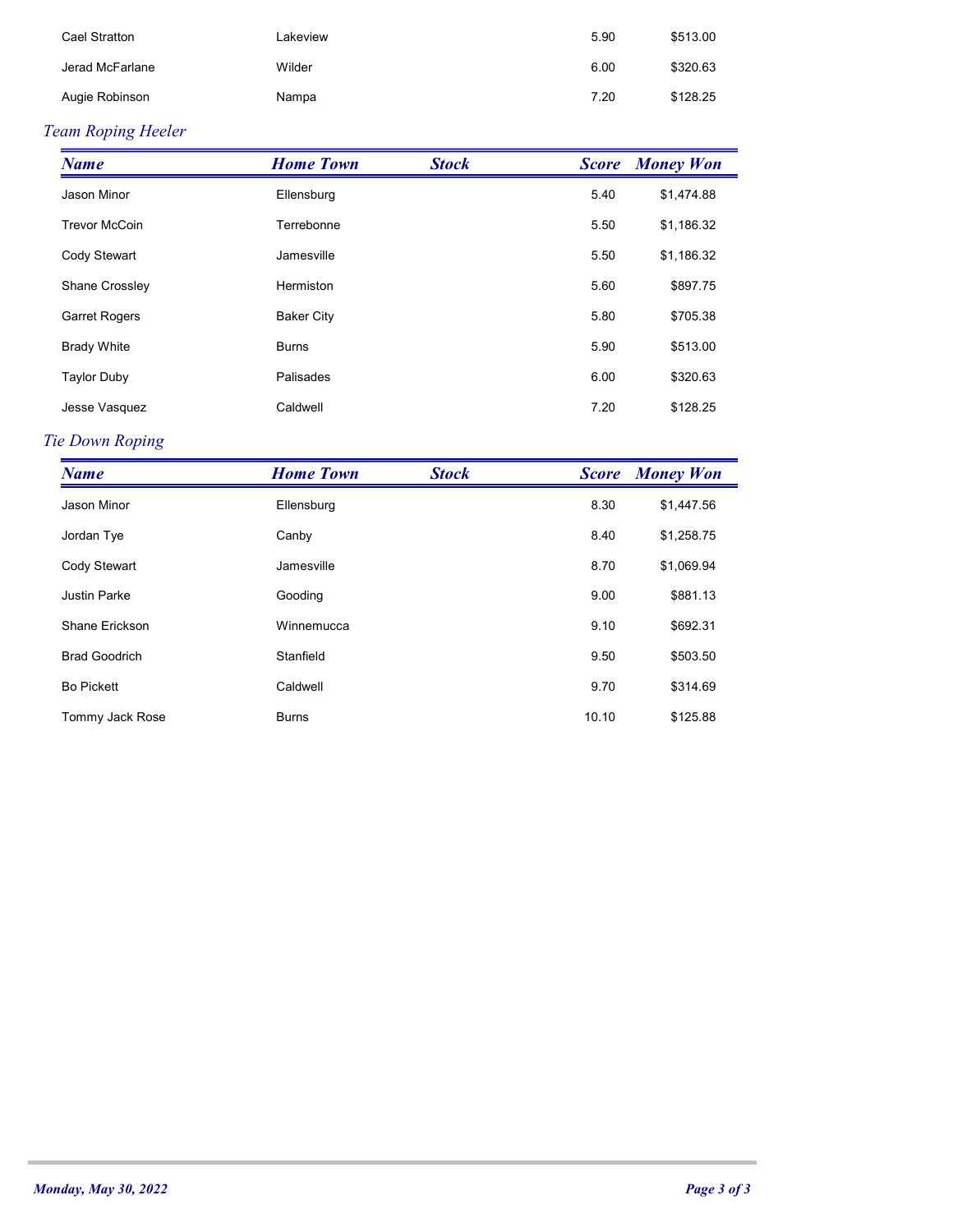| | | | | |
|---|---|---|---|---|
| Cael Stratton | Lakeview | | 5.90 | $513.00 |
| Jerad McFarlane | Wilder | | 6.00 | $320.63 |
| Augie Robinson | Nampa | | 7.20 | $128.25 |

## *Team Roping Heeler*

| ***Name*** | ***Home Town*** | ***Stock*** | ***Score*** | ***Money Won*** |
|---|---|---|---|---|
| Jason Minor | Ellensburg | | 5.40 | $1,474.88 |
| Trevor McCoin | Terrebonne | | 5.50 | $1,186.32 |
| Cody Stewart | Jamesville | | 5.50 | $1,186.32 |
| Shane Crossley | Hermiston | | 5.60 | $897.75 |
| Garret Rogers | Baker City | | 5.80 | $705.38 |
| Brady White | Burns | | 5.90 | $513.00 |
| Taylor Duby | Palisades | | 6.00 | $320.63 |
| Jesse Vasquez | Caldwell | | 7.20 | $128.25 |

## *Tie Down Roping*

| ***Name*** | ***Home Town*** | ***Stock*** | ***Score*** | ***Money Won*** |
|---|---|---|---|---|
| Jason Minor | Ellensburg | | 8.30 | $1,447.56 |
| Jordan Tye | Canby | | 8.40 | $1,258.75 |
| Cody Stewart | Jamesville | | 8.70 | $1,069.94 |
| Justin Parke | Gooding | | 9.00 | $881.13 |
| Shane Erickson | Winnemucca | | 9.10 | $692.31 |
| Brad Goodrich | Stanfield | | 9.50 | $503.50 |
| Bo Pickett | Caldwell | | 9.70 | $314.69 |
| Tommy Jack Rose | Burns | | 10.10 | $125.88 |

***Monday, May 30, 2022***